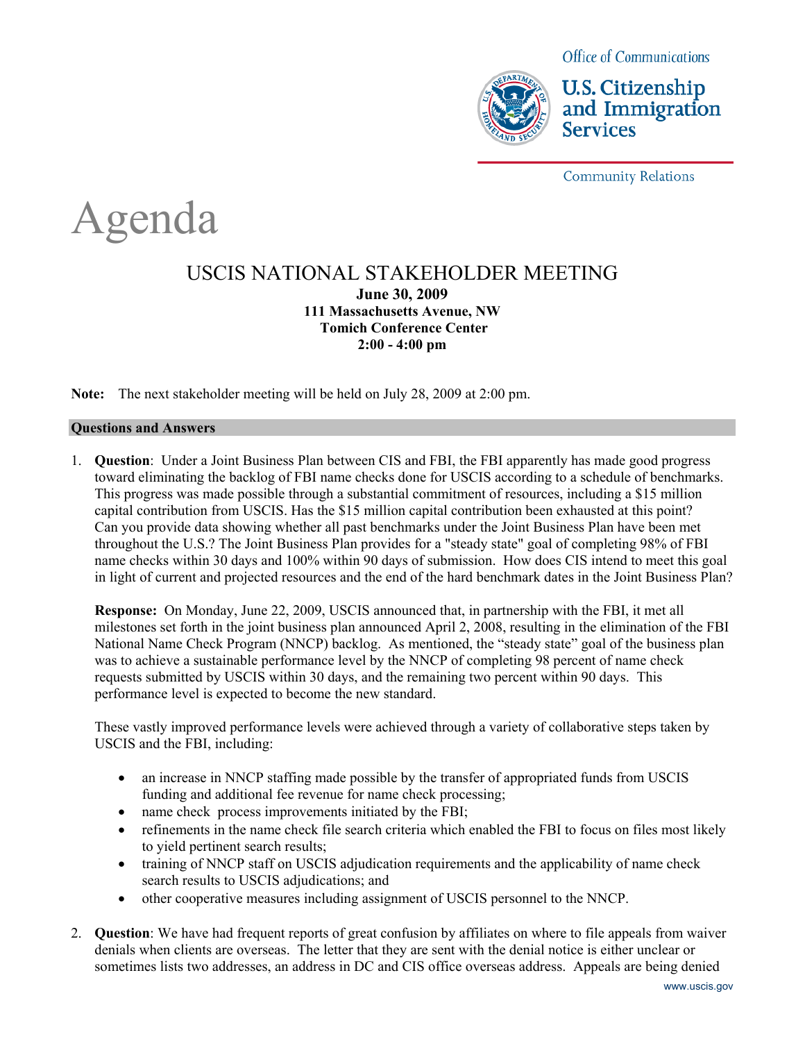Office of Communications

U.S. Citizenship and Immigration Services

Community Relations

# Agenda

## USCIS NATIONAL STAKEHOLDER MEETING

**June 30, 2009**
**111 Massachusetts Avenue, NW**
**Tomich Conference Center**
**2:00 - 4:00 pm**

**Note:** The next stakeholder meeting will be held on July 28, 2009 at 2:00 pm.

### Questions and Answers

1. **Question**: Under a Joint Business Plan between CIS and FBI, the FBI apparently has made good progress toward eliminating the backlog of FBI name checks done for USCIS according to a schedule of benchmarks. This progress was made possible through a substantial commitment of resources, including a $15 million capital contribution from USCIS. Has the $15 million capital contribution been exhausted at this point? Can you provide data showing whether all past benchmarks under the Joint Business Plan have been met throughout the U.S.? The Joint Business Plan provides for a "steady state" goal of completing 98% of FBI name checks within 30 days and 100% within 90 days of submission. How does CIS intend to meet this goal in light of current and projected resources and the end of the hard benchmark dates in the Joint Business Plan?

   **Response:** On Monday, June 22, 2009, USCIS announced that, in partnership with the FBI, it met all milestones set forth in the joint business plan announced April 2, 2008, resulting in the elimination of the FBI National Name Check Program (NNCP) backlog. As mentioned, the "steady state" goal of the business plan was to achieve a sustainable performance level by the NNCP of completing 98 percent of name check requests submitted by USCIS within 30 days, and the remaining two percent within 90 days. This performance level is expected to become the new standard.

   These vastly improved performance levels were achieved through a variety of collaborative steps taken by USCIS and the FBI, including:

   - an increase in NNCP staffing made possible by the transfer of appropriated funds from USCIS funding and additional fee revenue for name check processing;
   - name check process improvements initiated by the FBI;
   - refinements in the name check file search criteria which enabled the FBI to focus on files most likely to yield pertinent search results;
   - training of NNCP staff on USCIS adjudication requirements and the applicability of name check search results to USCIS adjudications; and
   - other cooperative measures including assignment of USCIS personnel to the NNCP.

2. **Question**: We have had frequent reports of great confusion by affiliates on where to file appeals from waiver denials when clients are overseas. The letter that they are sent with the denial notice is either unclear or sometimes lists two addresses, an address in DC and CIS office overseas address. Appeals are being denied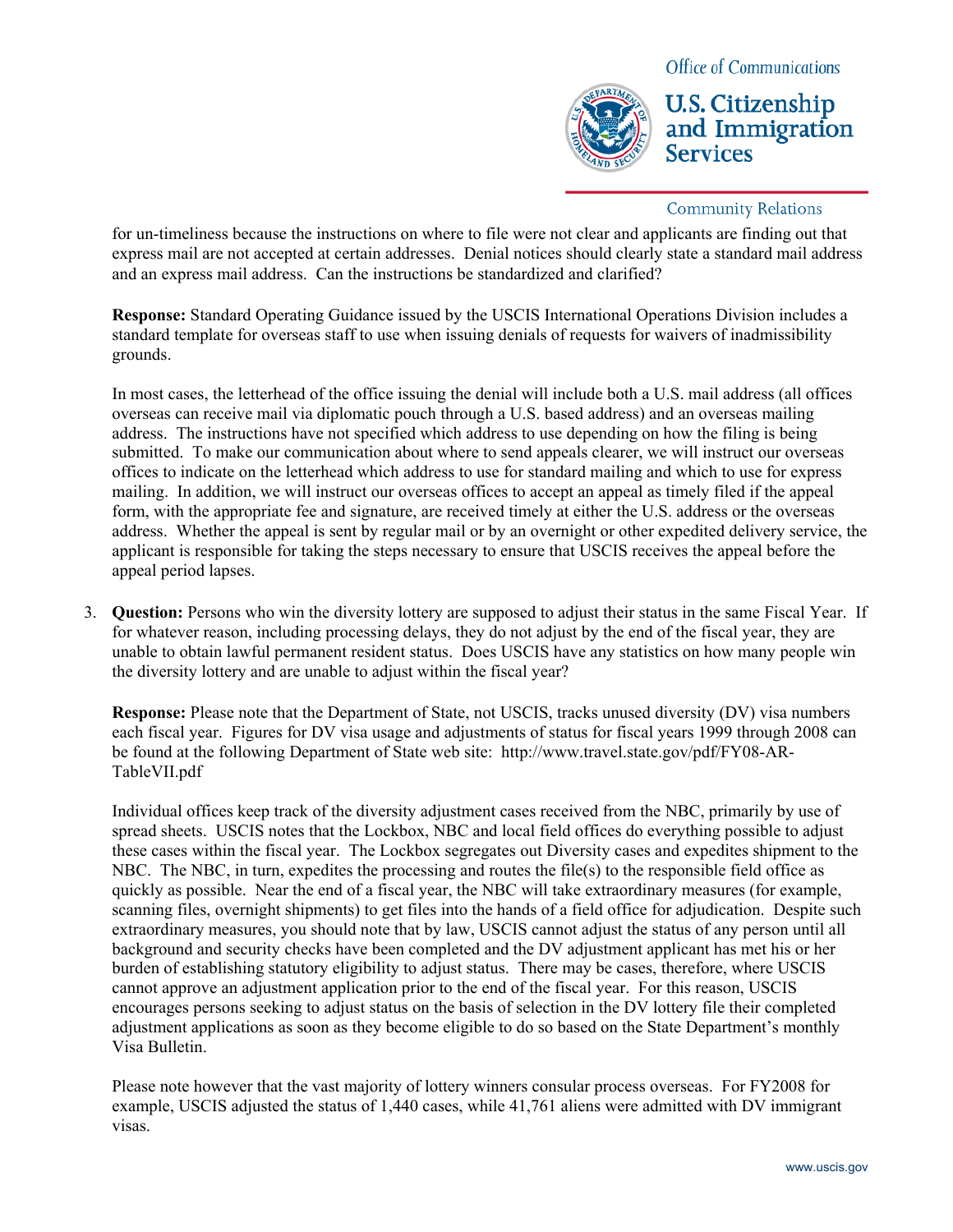for un-timeliness because the instructions on where to file were not clear and applicants are finding out that express mail are not accepted at certain addresses. Denial notices should clearly state a standard mail address and an express mail address. Can the instructions be standardized and clarified?

**Response:** Standard Operating Guidance issued by the USCIS International Operations Division includes a standard template for overseas staff to use when issuing denials of requests for waivers of inadmissibility grounds.

In most cases, the letterhead of the office issuing the denial will include both a U.S. mail address (all offices overseas can receive mail via diplomatic pouch through a U.S. based address) and an overseas mailing address. The instructions have not specified which address to use depending on how the filing is being submitted. To make our communication about where to send appeals clearer, we will instruct our overseas offices to indicate on the letterhead which address to use for standard mailing and which to use for express mailing. In addition, we will instruct our overseas offices to accept an appeal as timely filed if the appeal form, with the appropriate fee and signature, are received timely at either the U.S. address or the overseas address. Whether the appeal is sent by regular mail or by an overnight or other expedited delivery service, the applicant is responsible for taking the steps necessary to ensure that USCIS receives the appeal before the appeal period lapses.

3. **Question:** Persons who win the diversity lottery are supposed to adjust their status in the same Fiscal Year. If for whatever reason, including processing delays, they do not adjust by the end of the fiscal year, they are unable to obtain lawful permanent resident status. Does USCIS have any statistics on how many people win the diversity lottery and are unable to adjust within the fiscal year?

   **Response:** Please note that the Department of State, not USCIS, tracks unused diversity (DV) visa numbers each fiscal year. Figures for DV visa usage and adjustments of status for fiscal years 1999 through 2008 can be found at the following Department of State web site: http://www.travel.state.gov/pdf/FY08-AR-TableVII.pdf

   Individual offices keep track of the diversity adjustment cases received from the NBC, primarily by use of spread sheets. USCIS notes that the Lockbox, NBC and local field offices do everything possible to adjust these cases within the fiscal year. The Lockbox segregates out Diversity cases and expedites shipment to the NBC. The NBC, in turn, expedites the processing and routes the file(s) to the responsible field office as quickly as possible. Near the end of a fiscal year, the NBC will take extraordinary measures (for example, scanning files, overnight shipments) to get files into the hands of a field office for adjudication. Despite such extraordinary measures, you should note that by law, USCIS cannot adjust the status of any person until all background and security checks have been completed and the DV adjustment applicant has met his or her burden of establishing statutory eligibility to adjust status. There may be cases, therefore, where USCIS cannot approve an adjustment application prior to the end of the fiscal year. For this reason, USCIS encourages persons seeking to adjust status on the basis of selection in the DV lottery file their completed adjustment applications as soon as they become eligible to do so based on the State Department's monthly Visa Bulletin.

   Please note however that the vast majority of lottery winners consular process overseas. For FY2008 for example, USCIS adjusted the status of 1,440 cases, while 41,761 aliens were admitted with DV immigrant visas.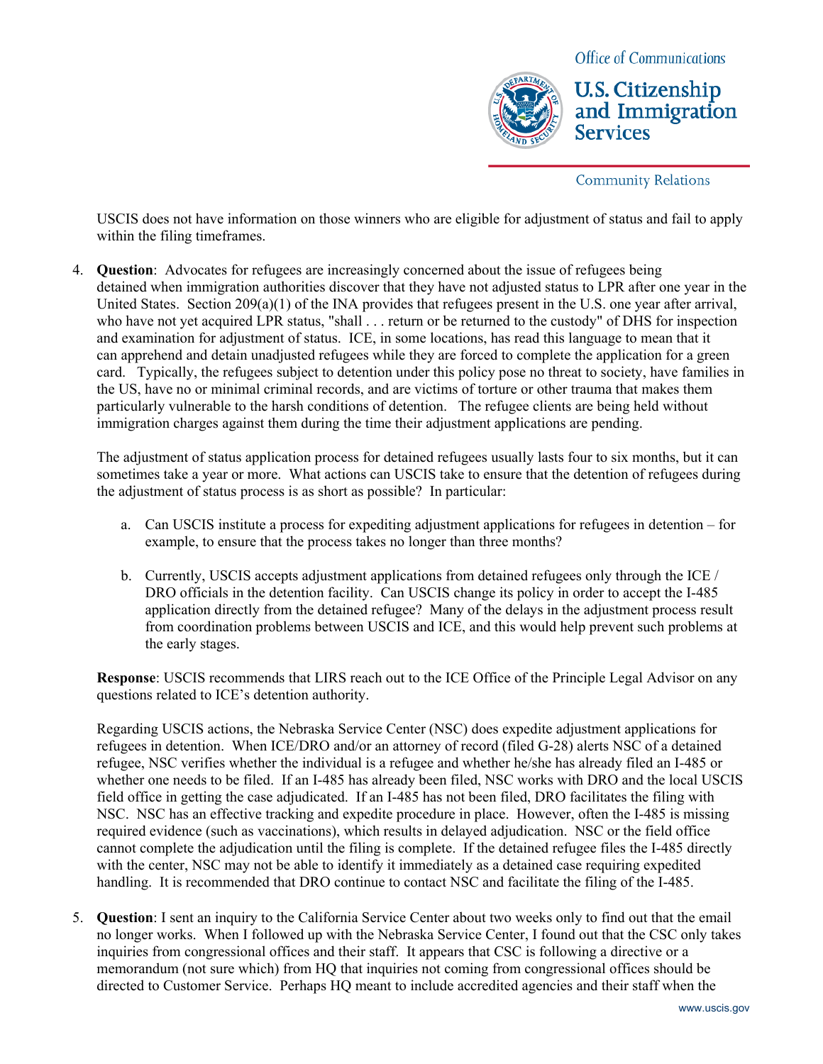USCIS does not have information on those winners who are eligible for adjustment of status and fail to apply within the filing timeframes.

4. **Question**: Advocates for refugees are increasingly concerned about the issue of refugees being detained when immigration authorities discover that they have not adjusted status to LPR after one year in the United States. Section 209(a)(1) of the INA provides that refugees present in the U.S. one year after arrival, who have not yet acquired LPR status, "shall . . . return or be returned to the custody" of DHS for inspection and examination for adjustment of status. ICE, in some locations, has read this language to mean that it can apprehend and detain unadjusted refugees while they are forced to complete the application for a green card. Typically, the refugees subject to detention under this policy pose no threat to society, have families in the US, have no or minimal criminal records, and are victims of torture or other trauma that makes them particularly vulnerable to the harsh conditions of detention. The refugee clients are being held without immigration charges against them during the time their adjustment applications are pending.

   The adjustment of status application process for detained refugees usually lasts four to six months, but it can sometimes take a year or more. What actions can USCIS take to ensure that the detention of refugees during the adjustment of status process is as short as possible? In particular:

   a. Can USCIS institute a process for expediting adjustment applications for refugees in detention – for example, to ensure that the process takes no longer than three months?

   b. Currently, USCIS accepts adjustment applications from detained refugees only through the ICE / DRO officials in the detention facility. Can USCIS change its policy in order to accept the I-485 application directly from the detained refugee? Many of the delays in the adjustment process result from coordination problems between USCIS and ICE, and this would help prevent such problems at the early stages.

   **Response**: USCIS recommends that LIRS reach out to the ICE Office of the Principle Legal Advisor on any questions related to ICE's detention authority.

   Regarding USCIS actions, the Nebraska Service Center (NSC) does expedite adjustment applications for refugees in detention. When ICE/DRO and/or an attorney of record (filed G-28) alerts NSC of a detained refugee, NSC verifies whether the individual is a refugee and whether he/she has already filed an I-485 or whether one needs to be filed. If an I-485 has already been filed, NSC works with DRO and the local USCIS field office in getting the case adjudicated. If an I-485 has not been filed, DRO facilitates the filing with NSC. NSC has an effective tracking and expedite procedure in place. However, often the I-485 is missing required evidence (such as vaccinations), which results in delayed adjudication. NSC or the field office cannot complete the adjudication until the filing is complete. If the detained refugee files the I-485 directly with the center, NSC may not be able to identify it immediately as a detained case requiring expedited handling. It is recommended that DRO continue to contact NSC and facilitate the filing of the I-485.

5. **Question**: I sent an inquiry to the California Service Center about two weeks only to find out that the email no longer works. When I followed up with the Nebraska Service Center, I found out that the CSC only takes inquiries from congressional offices and their staff. It appears that CSC is following a directive or a memorandum (not sure which) from HQ that inquiries not coming from congressional offices should be directed to Customer Service. Perhaps HQ meant to include accredited agencies and their staff when the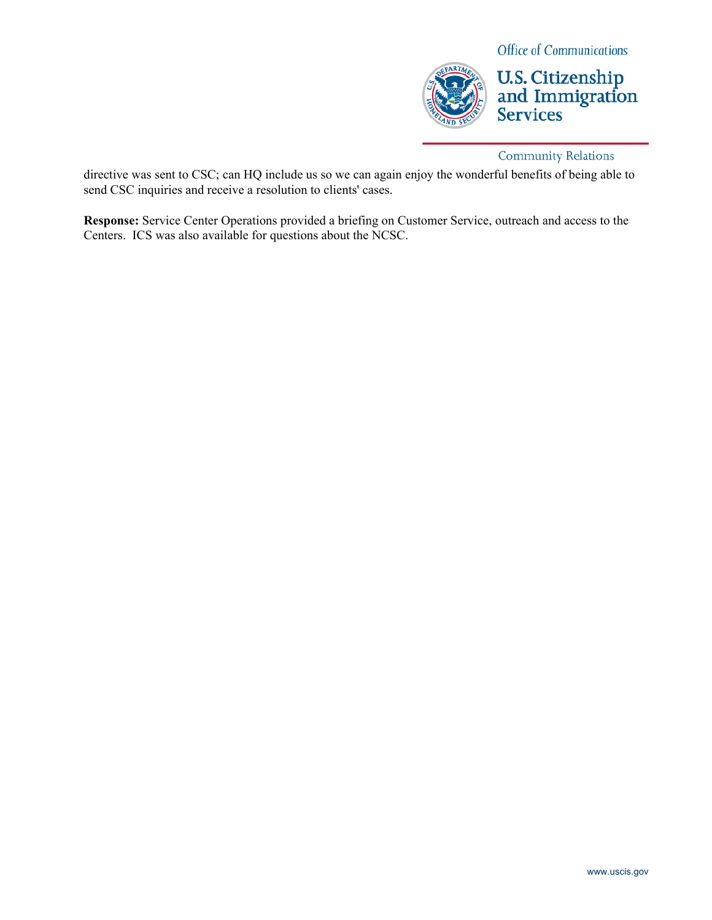directive was sent to CSC; can HQ include us so we can again enjoy the wonderful benefits of being able to send CSC inquiries and receive a resolution to clients' cases.

**Response:** Service Center Operations provided a briefing on Customer Service, outreach and access to the Centers. ICS was also available for questions about the NCSC.